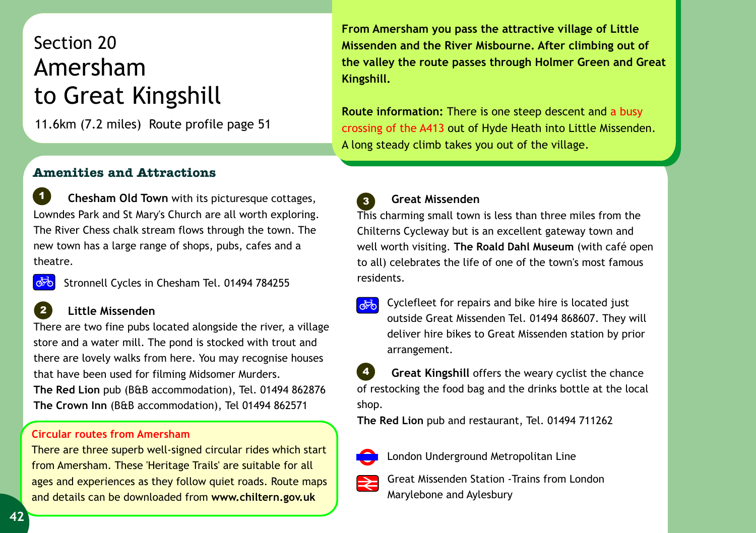# Section 20
# Amersham to Great Kingshill

11.6km (7.2 miles) Route profile page 51

**From Amersham you pass the attractive village of Little Missenden and the River Misbourne. After climbing out of the valley the route passes through Holmer Green and Great Kingshill.**

**Route information:** There is one steep descent and a busy crossing of the A413 out of Hyde Heath into Little Missenden. A long steady climb takes you out of the village.

## Amenities and Attractions

**1** **Chesham Old Town** with its picturesque cottages, Lowndes Park and St Mary's Church are all worth exploring. The River Chess chalk stream flows through the town. The new town has a large range of shops, pubs, cafes and a theatre.

Stronnell Cycles in Chesham Tel. 01494 784255

**2** **Little Missenden**

There are two fine pubs located alongside the river, a village store and a water mill. The pond is stocked with trout and there are lovely walks from here. You may recognise houses that have been used for filming Midsomer Murders.

**The Red Lion** pub (B&B accommodation), Tel. 01494 862876

**The Crown Inn** (B&B accommodation), Tel 01494 862571

**Circular routes from Amersham**

There are three superb well-signed circular rides which start from Amersham. These 'Heritage Trails' are suitable for all ages and experiences as they follow quiet roads. Route maps and details can be downloaded from **www.chiltern.gov.uk**

**3** **Great Missenden**

This charming small town is less than three miles from the Chilterns Cycleway but is an excellent gateway town and well worth visiting. **The Roald Dahl Museum** (with café open to all) celebrates the life of one of the town's most famous residents.

Cyclefleet for repairs and bike hire is located just outside Great Missenden Tel. 01494 868607. They will deliver hire bikes to Great Missenden station by prior arrangement.

**4** **Great Kingshill** offers the weary cyclist the chance of restocking the food bag and the drinks bottle at the local shop.

**The Red Lion** pub and restaurant, Tel. 01494 711262

London Underground Metropolitan Line

Great Missenden Station -Trains from London Marylebone and Aylesbury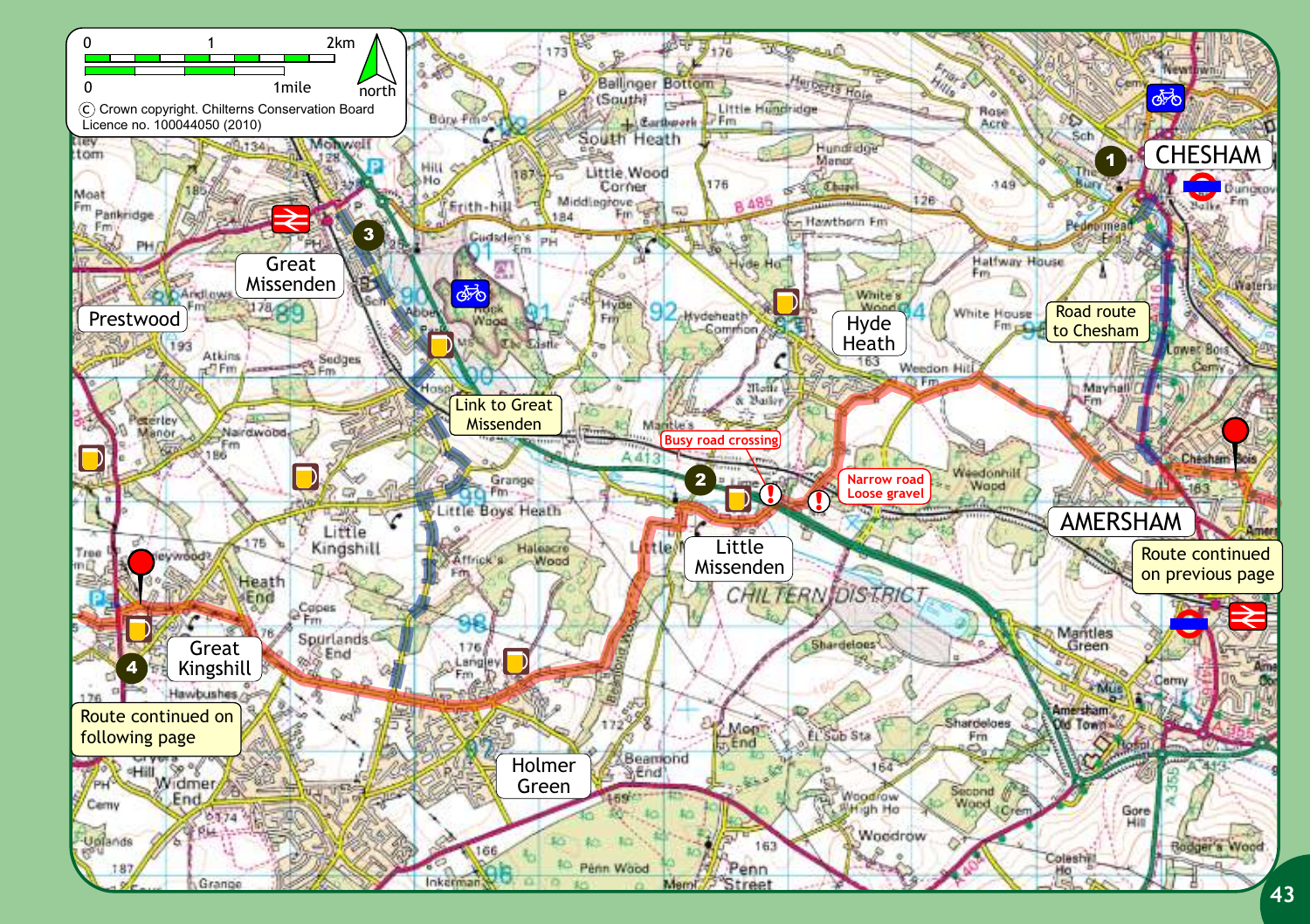0 1 2km

0 1mile

north

© Crown copyright. Chilterns Conservation Board Licence no. 100044050 (2010)

CHESHAM

Great Missenden

Prestwood

Hyde Heath

Road route to Chesham

Link to Great Missenden

Busy road crossing

Narrow road Loose gravel

Little Missenden

AMERSHAM

Route continued on previous page

Little Kingshill

Great Kingshill

Route continued on following page

Holmer Green

1

2

3

4